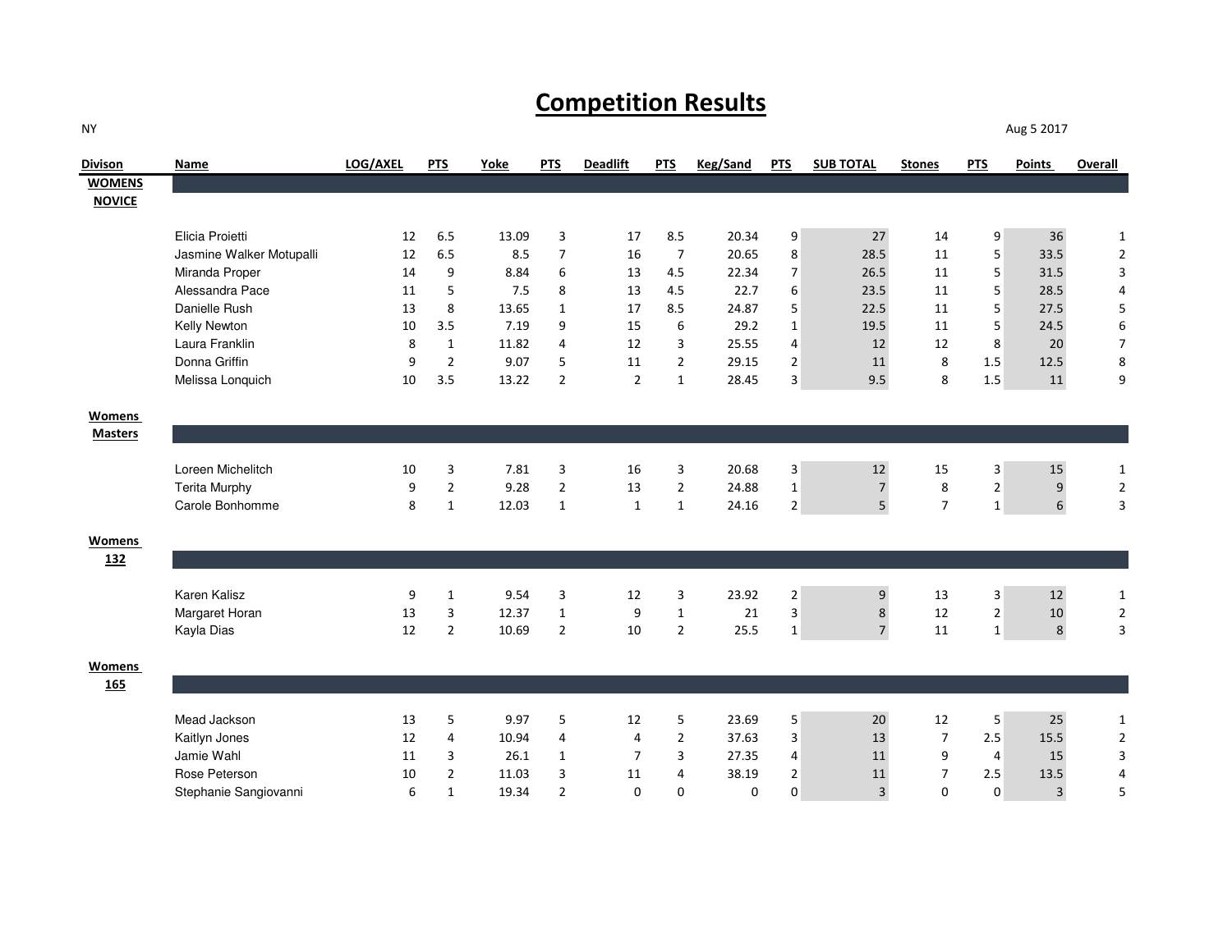# Competition Results

NY

Aug 5 2017

| Divison | Name | LOG/AXEL | PTS | Yoke | PTS | Deadlift | PTS | Keg/Sand | PTS | SUB TOTAL | Stones | PTS | Points | Overall |
|---|---|---|---|---|---|---|---|---|---|---|---|---|---|---|
| **WOMENS NOVICE** | | | | | | | | | | | | | | |
| | Elicia Proietti | 12 | 6.5 | 13.09 | 3 | 17 | 8.5 | 20.34 | 9 | 27 | 14 | 9 | 36 | 1 |
| | Jasmine Walker Motupalli | 12 | 6.5 | 8.5 | 7 | 16 | 7 | 20.65 | 8 | 28.5 | 11 | 5 | 33.5 | 2 |
| | Miranda Proper | 14 | 9 | 8.84 | 6 | 13 | 4.5 | 22.34 | 7 | 26.5 | 11 | 5 | 31.5 | 3 |
| | Alessandra Pace | 11 | 5 | 7.5 | 8 | 13 | 4.5 | 22.7 | 6 | 23.5 | 11 | 5 | 28.5 | 4 |
| | Danielle Rush | 13 | 8 | 13.65 | 1 | 17 | 8.5 | 24.87 | 5 | 22.5 | 11 | 5 | 27.5 | 5 |
| | Kelly Newton | 10 | 3.5 | 7.19 | 9 | 15 | 6 | 29.2 | 1 | 19.5 | 11 | 5 | 24.5 | 6 |
| | Laura Franklin | 8 | 1 | 11.82 | 4 | 12 | 3 | 25.55 | 4 | 12 | 12 | 8 | 20 | 7 |
| | Donna Griffin | 9 | 2 | 9.07 | 5 | 11 | 2 | 29.15 | 2 | 11 | 8 | 1.5 | 12.5 | 8 |
| | Melissa Lonquich | 10 | 3.5 | 13.22 | 2 | 2 | 1 | 28.45 | 3 | 9.5 | 8 | 1.5 | 11 | 9 |
| **Womens Masters** | | | | | | | | | | | | | | |
| | Loreen Michelitch | 10 | 3 | 7.81 | 3 | 16 | 3 | 20.68 | 3 | 12 | 15 | 3 | 15 | 1 |
| | Terita Murphy | 9 | 2 | 9.28 | 2 | 13 | 2 | 24.88 | 1 | 7 | 8 | 2 | 9 | 2 |
| | Carole Bonhomme | 8 | 1 | 12.03 | 1 | 1 | 1 | 24.16 | 2 | 5 | 7 | 1 | 6 | 3 |
| **Womens 132** | | | | | | | | | | | | | | |
| | Karen Kalisz | 9 | 1 | 9.54 | 3 | 12 | 3 | 23.92 | 2 | 9 | 13 | 3 | 12 | 1 |
| | Margaret Horan | 13 | 3 | 12.37 | 1 | 9 | 1 | 21 | 3 | 8 | 12 | 2 | 10 | 2 |
| | Kayla Dias | 12 | 2 | 10.69 | 2 | 10 | 2 | 25.5 | 1 | 7 | 11 | 1 | 8 | 3 |
| **Womens 165** | | | | | | | | | | | | | | |
| | Mead Jackson | 13 | 5 | 9.97 | 5 | 12 | 5 | 23.69 | 5 | 20 | 12 | 5 | 25 | 1 |
| | Kaitlyn Jones | 12 | 4 | 10.94 | 4 | 4 | 2 | 37.63 | 3 | 13 | 7 | 2.5 | 15.5 | 2 |
| | Jamie Wahl | 11 | 3 | 26.1 | 1 | 7 | 3 | 27.35 | 4 | 11 | 9 | 4 | 15 | 3 |
| | Rose Peterson | 10 | 2 | 11.03 | 3 | 11 | 4 | 38.19 | 2 | 11 | 7 | 2.5 | 13.5 | 4 |
| | Stephanie Sangiovanni | 6 | 1 | 19.34 | 2 | 0 | 0 | 0 | 0 | 3 | 0 | 0 | 3 | 5 |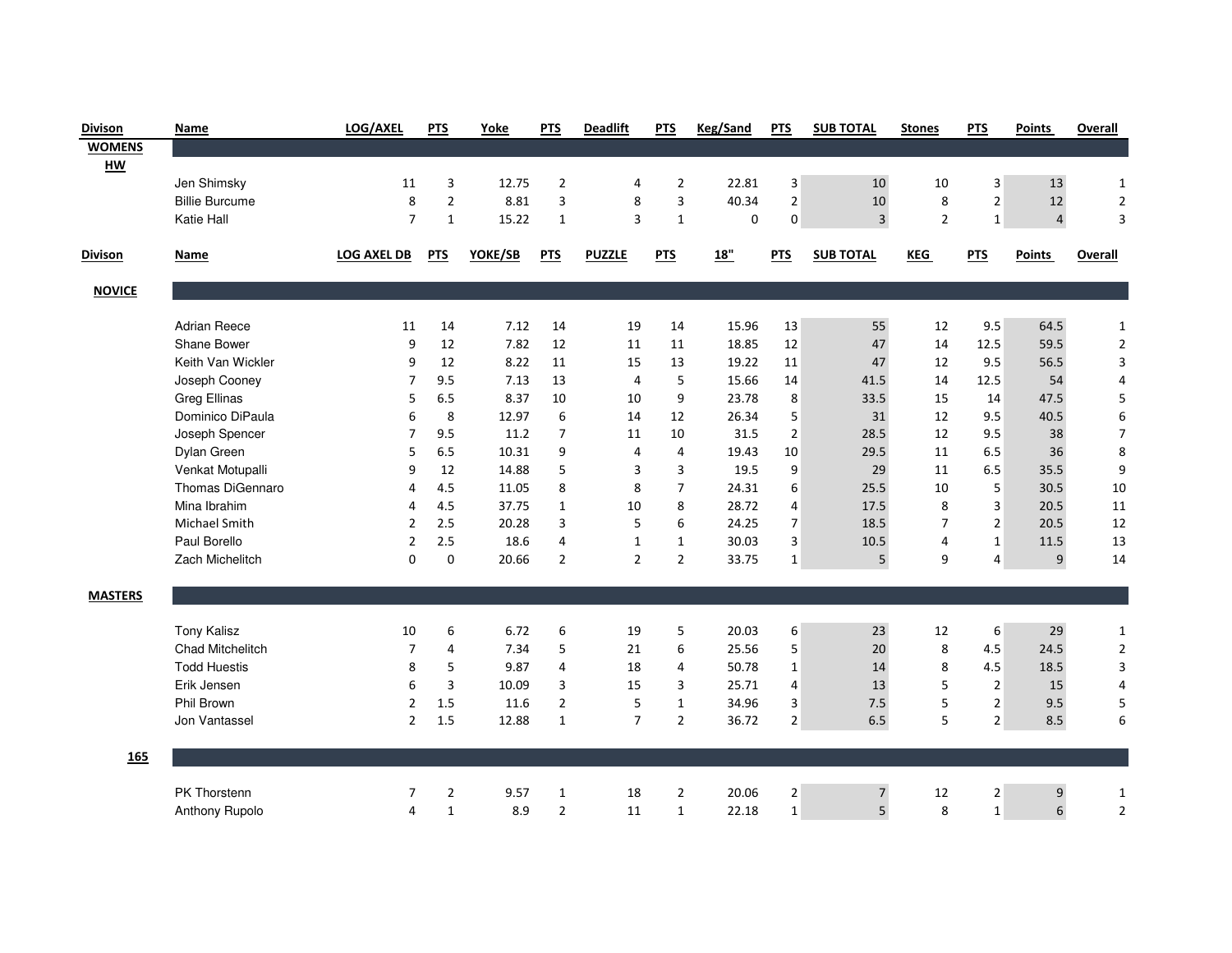| Divison | Name | LOG/AXEL | PTS | Yoke | PTS | Deadlift | PTS | Keg/Sand | PTS | SUB TOTAL | Stones | PTS | Points | Overall |
|---|---|---|---|---|---|---|---|---|---|---|---|---|---|---|
| WOMENS HW | | | | | | | | | | | | | | |
| | Jen Shimsky | 11 | 3 | 12.75 | 2 | 4 | 2 | 22.81 | 3 | 10 | 10 | 3 | 13 | 1 |
| | Billie Burcume | 8 | 2 | 8.81 | 3 | 8 | 3 | 40.34 | 2 | 10 | 8 | 2 | 12 | 2 |
| | Katie Hall | 7 | 1 | 15.22 | 1 | 3 | 1 | 0 | 0 | 3 | 2 | 1 | 4 | 3 |

| Divison | Name | LOG AXEL DB | PTS | YOKE/SB | PTS | PUZZLE | PTS | 18" | PTS | SUB TOTAL | KEG | PTS | Points | Overall |
|---|---|---|---|---|---|---|---|---|---|---|---|---|---|---|
| NOVICE | | | | | | | | | | | | | | |
| | Adrian Reece | 11 | 14 | 7.12 | 14 | 19 | 14 | 15.96 | 13 | 55 | 12 | 9.5 | 64.5 | 1 |
| | Shane Bower | 9 | 12 | 7.82 | 12 | 11 | 11 | 18.85 | 12 | 47 | 14 | 12.5 | 59.5 | 2 |
| | Keith Van Wickler | 9 | 12 | 8.22 | 11 | 15 | 13 | 19.22 | 11 | 47 | 12 | 9.5 | 56.5 | 3 |
| | Joseph Cooney | 7 | 9.5 | 7.13 | 13 | 4 | 5 | 15.66 | 14 | 41.5 | 14 | 12.5 | 54 | 4 |
| | Greg Ellinas | 5 | 6.5 | 8.37 | 10 | 10 | 9 | 23.78 | 8 | 33.5 | 15 | 14 | 47.5 | 5 |
| | Dominico DiPaula | 6 | 8 | 12.97 | 6 | 14 | 12 | 26.34 | 5 | 31 | 12 | 9.5 | 40.5 | 6 |
| | Joseph Spencer | 7 | 9.5 | 11.2 | 7 | 11 | 10 | 31.5 | 2 | 28.5 | 12 | 9.5 | 38 | 7 |
| | Dylan Green | 5 | 6.5 | 10.31 | 9 | 4 | 4 | 19.43 | 10 | 29.5 | 11 | 6.5 | 36 | 8 |
| | Venkat Motupalli | 9 | 12 | 14.88 | 5 | 3 | 3 | 19.5 | 9 | 29 | 11 | 6.5 | 35.5 | 9 |
| | Thomas DiGennaro | 4 | 4.5 | 11.05 | 8 | 8 | 7 | 24.31 | 6 | 25.5 | 10 | 5 | 30.5 | 10 |
| | Mina Ibrahim | 4 | 4.5 | 37.75 | 1 | 10 | 8 | 28.72 | 4 | 17.5 | 8 | 3 | 20.5 | 11 |
| | Michael Smith | 2 | 2.5 | 20.28 | 3 | 5 | 6 | 24.25 | 7 | 18.5 | 7 | 2 | 20.5 | 12 |
| | Paul Borello | 2 | 2.5 | 18.6 | 4 | 1 | 1 | 30.03 | 3 | 10.5 | 4 | 1 | 11.5 | 13 |
| | Zach Michelitch | 0 | 0 | 20.66 | 2 | 2 | 2 | 33.75 | 1 | 5 | 9 | 4 | 9 | 14 |
| MASTERS | | | | | | | | | | | | | | |
| | Tony Kalisz | 10 | 6 | 6.72 | 6 | 19 | 5 | 20.03 | 6 | 23 | 12 | 6 | 29 | 1 |
| | Chad Mitchelitch | 7 | 4 | 7.34 | 5 | 21 | 6 | 25.56 | 5 | 20 | 8 | 4.5 | 24.5 | 2 |
| | Todd Huestis | 8 | 5 | 9.87 | 4 | 18 | 4 | 50.78 | 1 | 14 | 8 | 4.5 | 18.5 | 3 |
| | Erik Jensen | 6 | 3 | 10.09 | 3 | 15 | 3 | 25.71 | 4 | 13 | 5 | 2 | 15 | 4 |
| | Phil Brown | 2 | 1.5 | 11.6 | 2 | 5 | 1 | 34.96 | 3 | 7.5 | 5 | 2 | 9.5 | 5 |
| | Jon Vantassel | 2 | 1.5 | 12.88 | 1 | 7 | 2 | 36.72 | 2 | 6.5 | 5 | 2 | 8.5 | 6 |
| 165 | | | | | | | | | | | | | | |
| | PK Thorstenn | 7 | 2 | 9.57 | 1 | 18 | 2 | 20.06 | 2 | 7 | 12 | 2 | 9 | 1 |
| | Anthony Rupolo | 4 | 1 | 8.9 | 2 | 11 | 1 | 22.18 | 1 | 5 | 8 | 1 | 6 | 2 |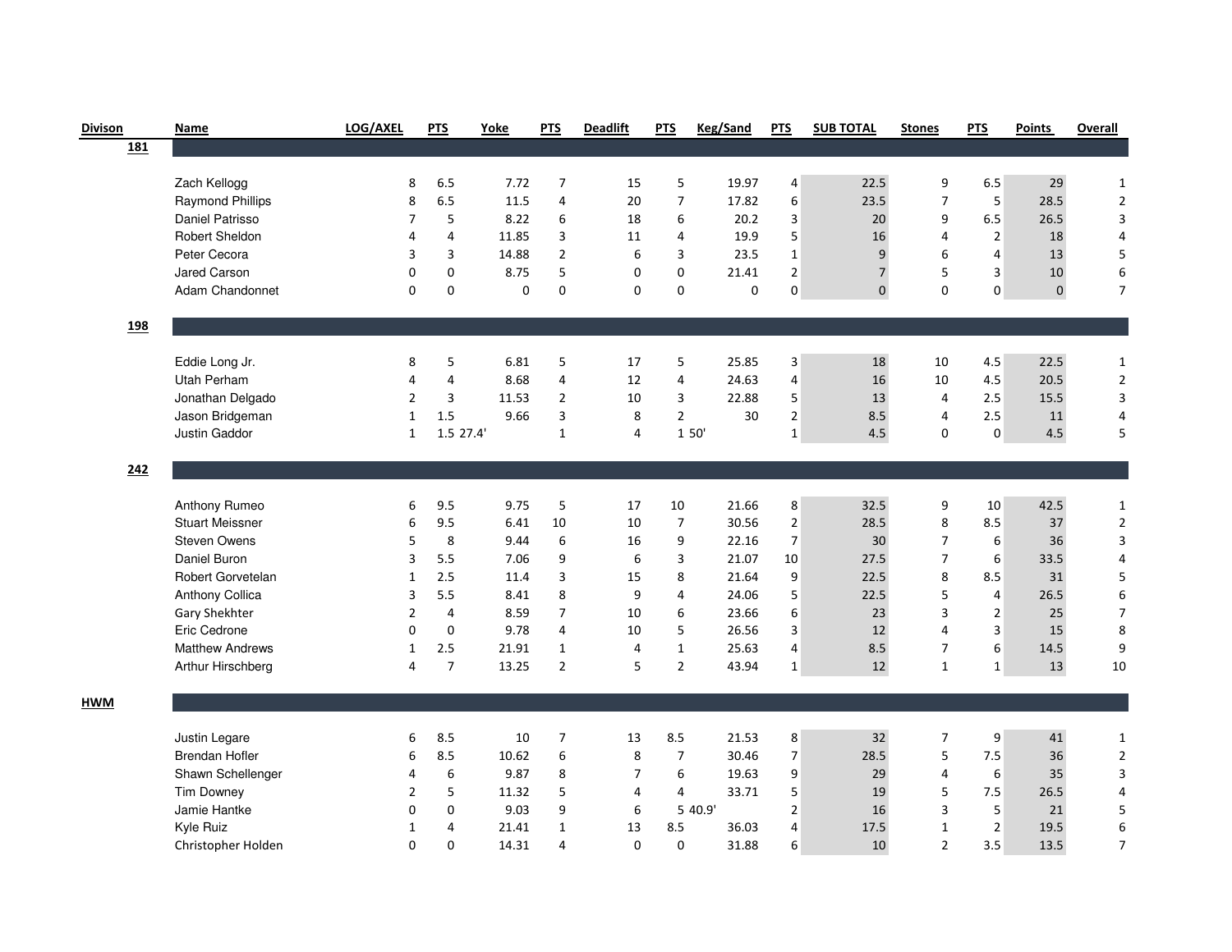| Divison | Name | LOG/AXEL | PTS | Yoke | PTS | Deadlift | PTS | Keg/Sand | PTS | SUB TOTAL | Stones | PTS | Points | Overall |
|---|---|---|---|---|---|---|---|---|---|---|---|---|---|---|
| **181** | | | | | | | | | | | | | | |
| | Zach Kellogg | 8 | 6.5 | 7.72 | 7 | 15 | 5 | 19.97 | 4 | 22.5 | 9 | 6.5 | 29 | 1 |
| | Raymond Phillips | 8 | 6.5 | 11.5 | 4 | 20 | 7 | 17.82 | 6 | 23.5 | 7 | 5 | 28.5 | 2 |
| | Daniel Patrisso | 7 | 5 | 8.22 | 6 | 18 | 6 | 20.2 | 3 | 20 | 9 | 6.5 | 26.5 | 3 |
| | Robert Sheldon | 4 | 4 | 11.85 | 3 | 11 | 4 | 19.9 | 5 | 16 | 4 | 2 | 18 | 4 |
| | Peter Cecora | 3 | 3 | 14.88 | 2 | 6 | 3 | 23.5 | 1 | 9 | 6 | 4 | 13 | 5 |
| | Jared Carson | 0 | 0 | 8.75 | 5 | 0 | 0 | 21.41 | 2 | 7 | 5 | 3 | 10 | 6 |
| | Adam Chandonnet | 0 | 0 | 0 | 0 | 0 | 0 | 0 | 0 | 0 | 0 | 0 | 0 | 7 |
| **198** | | | | | | | | | | | | | | |
| | Eddie Long Jr. | 8 | 5 | 6.81 | 5 | 17 | 5 | 25.85 | 3 | 18 | 10 | 4.5 | 22.5 | 1 |
| | Utah Perham | 4 | 4 | 8.68 | 4 | 12 | 4 | 24.63 | 4 | 16 | 10 | 4.5 | 20.5 | 2 |
| | Jonathan Delgado | 2 | 3 | 11.53 | 2 | 10 | 3 | 22.88 | 5 | 13 | 4 | 2.5 | 15.5 | 3 |
| | Jason Bridgeman | 1 | 1.5 | 9.66 | 3 | 8 | 2 | 30 | 2 | 8.5 | 4 | 2.5 | 11 | 4 |
| | Justin Gaddor | 1 | 1.5 | 27.4' | 1 | 4 | 1 | 50' | 1 | 4.5 | 0 | 0 | 4.5 | 5 |
| **242** | | | | | | | | | | | | | | |
| | Anthony Rumeo | 6 | 9.5 | 9.75 | 5 | 17 | 10 | 21.66 | 8 | 32.5 | 9 | 10 | 42.5 | 1 |
| | Stuart Meissner | 6 | 9.5 | 6.41 | 10 | 10 | 7 | 30.56 | 2 | 28.5 | 8 | 8.5 | 37 | 2 |
| | Steven Owens | 5 | 8 | 9.44 | 6 | 16 | 9 | 22.16 | 7 | 30 | 7 | 6 | 36 | 3 |
| | Daniel Buron | 3 | 5.5 | 7.06 | 9 | 6 | 3 | 21.07 | 10 | 27.5 | 7 | 6 | 33.5 | 4 |
| | Robert Gorvetelan | 1 | 2.5 | 11.4 | 3 | 15 | 8 | 21.64 | 9 | 22.5 | 8 | 8.5 | 31 | 5 |
| | Anthony Collica | 3 | 5.5 | 8.41 | 8 | 9 | 4 | 24.06 | 5 | 22.5 | 5 | 4 | 26.5 | 6 |
| | Gary Shekhter | 2 | 4 | 8.59 | 7 | 10 | 6 | 23.66 | 6 | 23 | 3 | 2 | 25 | 7 |
| | Eric Cedrone | 0 | 0 | 9.78 | 4 | 10 | 5 | 26.56 | 3 | 12 | 4 | 3 | 15 | 8 |
| | Matthew Andrews | 1 | 2.5 | 21.91 | 1 | 4 | 1 | 25.63 | 4 | 8.5 | 7 | 6 | 14.5 | 9 |
| | Arthur Hirschberg | 4 | 7 | 13.25 | 2 | 5 | 2 | 43.94 | 1 | 12 | 1 | 1 | 13 | 10 |
| **HWM** | | | | | | | | | | | | | | |
| | Justin Legare | 6 | 8.5 | 10 | 7 | 13 | 8.5 | 21.53 | 8 | 32 | 7 | 9 | 41 | 1 |
| | Brendan Hofler | 6 | 8.5 | 10.62 | 6 | 8 | 7 | 30.46 | 7 | 28.5 | 5 | 7.5 | 36 | 2 |
| | Shawn Schellenger | 4 | 6 | 9.87 | 8 | 7 | 6 | 19.63 | 9 | 29 | 4 | 6 | 35 | 3 |
| | Tim Downey | 2 | 5 | 11.32 | 5 | 4 | 4 | 33.71 | 5 | 19 | 5 | 7.5 | 26.5 | 4 |
| | Jamie Hantke | 0 | 0 | 9.03 | 9 | 6 | 5 | 40.9' | 2 | 16 | 3 | 5 | 21 | 5 |
| | Kyle Ruiz | 1 | 4 | 21.41 | 1 | 13 | 8.5 | 36.03 | 4 | 17.5 | 1 | 2 | 19.5 | 6 |
| | Christopher Holden | 0 | 0 | 14.31 | 4 | 0 | 0 | 31.88 | 6 | 10 | 2 | 3.5 | 13.5 | 7 |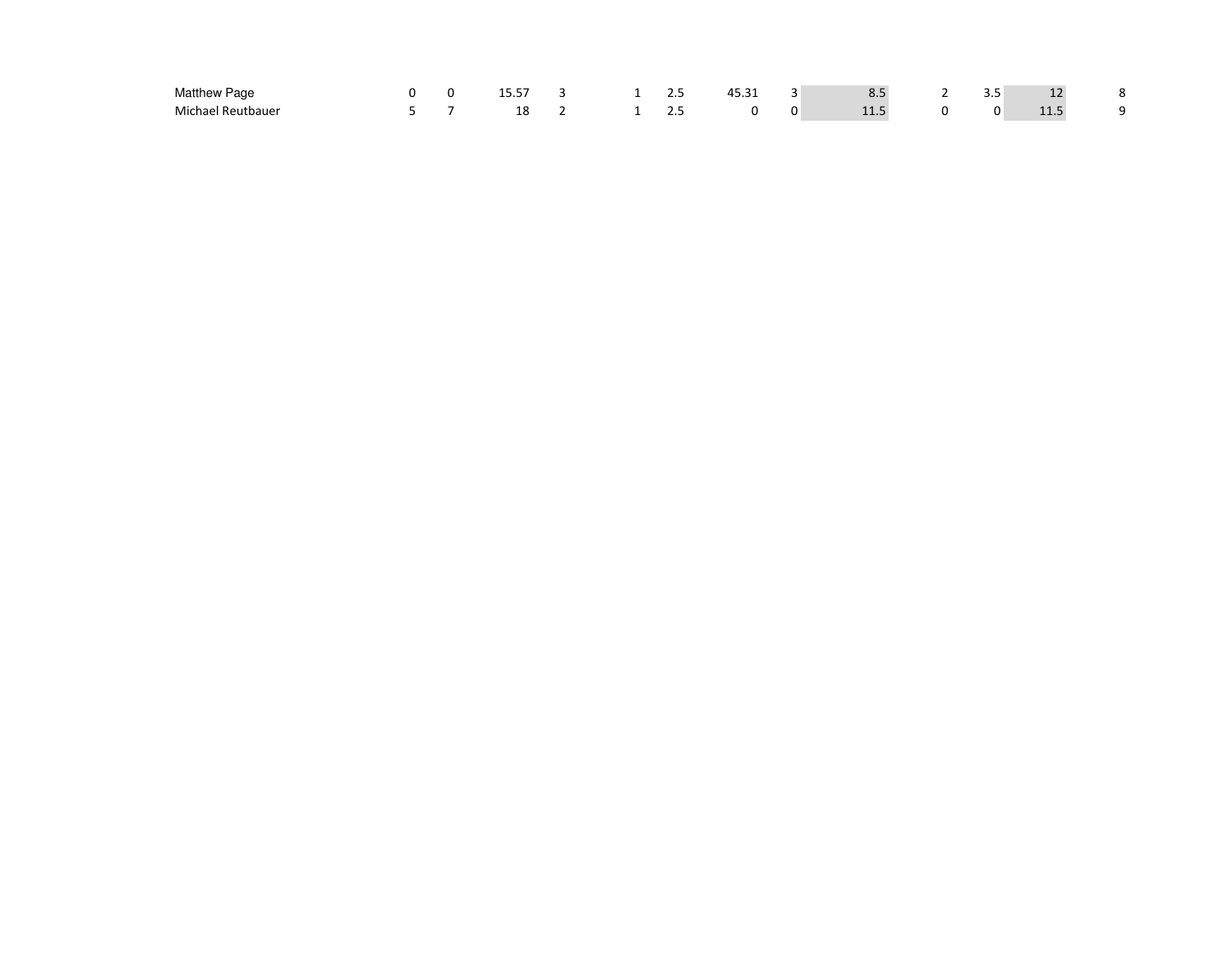| | | | | | | | | | | | | | |
|---|---|---|---|---|---|---|---|---|---|---|---|---|---|
| Matthew Page | 0 | 0 | 15.57 | 3 | 1 | 2.5 | 45.31 | 3 | 8.5 | 2 | 3.5 | 12 | 8 |
| Michael Reutbauer | 5 | 7 | 18 | 2 | 1 | 2.5 | 0 | 0 | 11.5 | 0 | 0 | 11.5 | 9 |